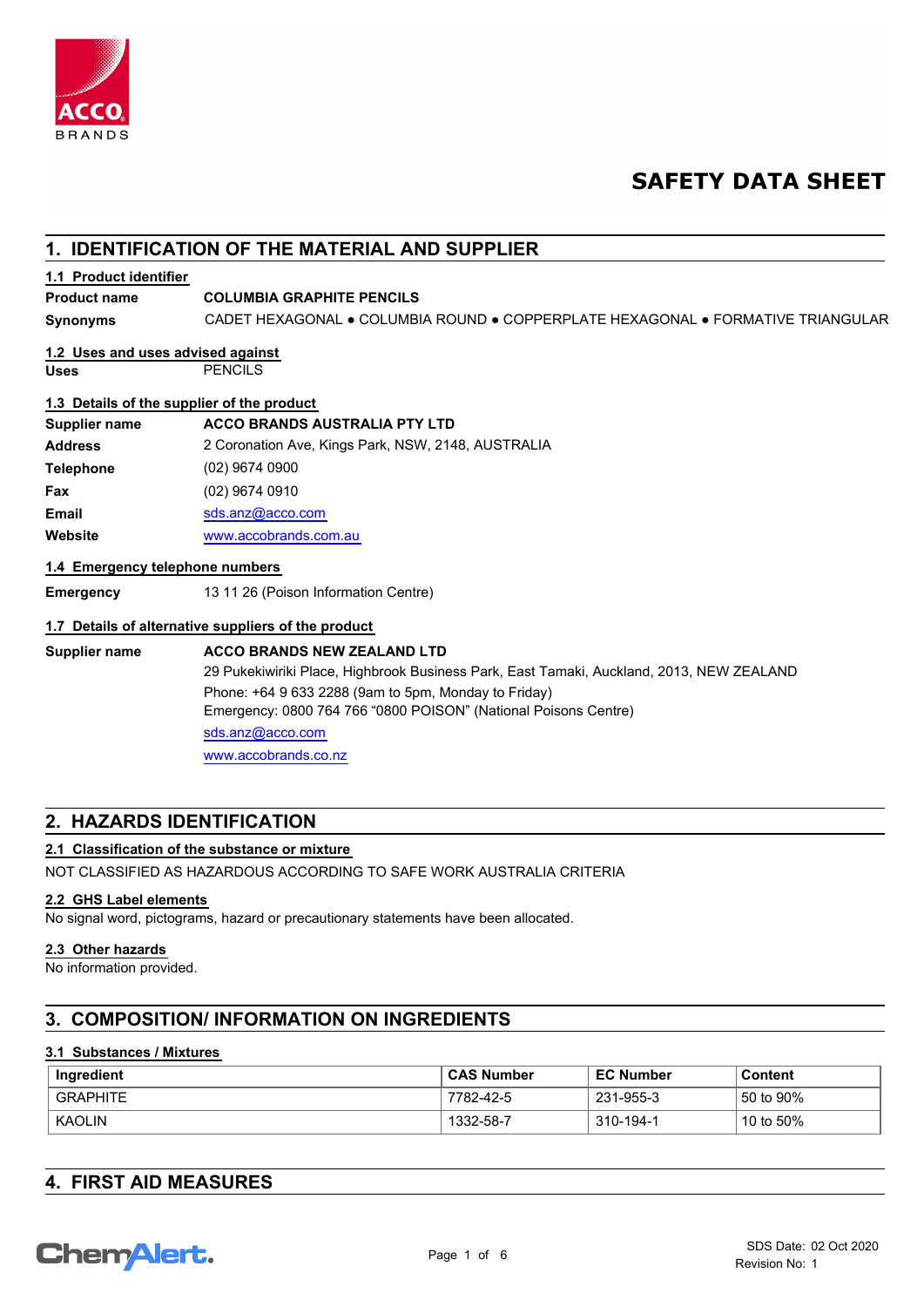# SAFETY DATA SHEET

## 1. IDENTIFICATION OF THE MATERIAL AND SUPPLIER

### 1.1 Product identifier

**Product name** **COLUMBIA GRAPHITE PENCILS**

**Synonyms** CADET HEXAGONAL ● COLUMBIA ROUND ● COPPERPLATE HEXAGONAL ● FORMATIVE TRIANGULAR

### 1.2 Uses and uses advised against

**Uses** PENCILS

### 1.3 Details of the supplier of the product

**Supplier name** **ACCO BRANDS AUSTRALIA PTY LTD**

**Address** 2 Coronation Ave, Kings Park, NSW, 2148, AUSTRALIA

**Telephone** (02) 9674 0900

**Fax** (02) 9674 0910

**Email** sds.anz@acco.com

**Website** www.accobrands.com.au

### 1.4 Emergency telephone numbers

**Emergency** 13 11 26 (Poison Information Centre)

### 1.7 Details of alternative suppliers of the product

**Supplier name** **ACCO BRANDS NEW ZEALAND LTD**
29 Pukekiwiriki Place, Highbrook Business Park, East Tamaki, Auckland, 2013, NEW ZEALAND
Phone: +64 9 633 2288 (9am to 5pm, Monday to Friday)
Emergency: 0800 764 766 “0800 POISON” (National Poisons Centre)
sds.anz@acco.com
www.accobrands.co.nz

## 2. HAZARDS IDENTIFICATION

### 2.1 Classification of the substance or mixture

NOT CLASSIFIED AS HAZARDOUS ACCORDING TO SAFE WORK AUSTRALIA CRITERIA

### 2.2 GHS Label elements

No signal word, pictograms, hazard or precautionary statements have been allocated.

### 2.3 Other hazards

No information provided.

## 3. COMPOSITION/ INFORMATION ON INGREDIENTS

### 3.1 Substances / Mixtures

| Ingredient | CAS Number | EC Number | Content |
|---|---|---|---|
| GRAPHITE | 7782-42-5 | 231-955-3 | 50 to 90% |
| KAOLIN | 1332-58-7 | 310-194-1 | 10 to 50% |

## 4. FIRST AID MEASURES

SDS Date: 02 Oct 2020
Revision No: 1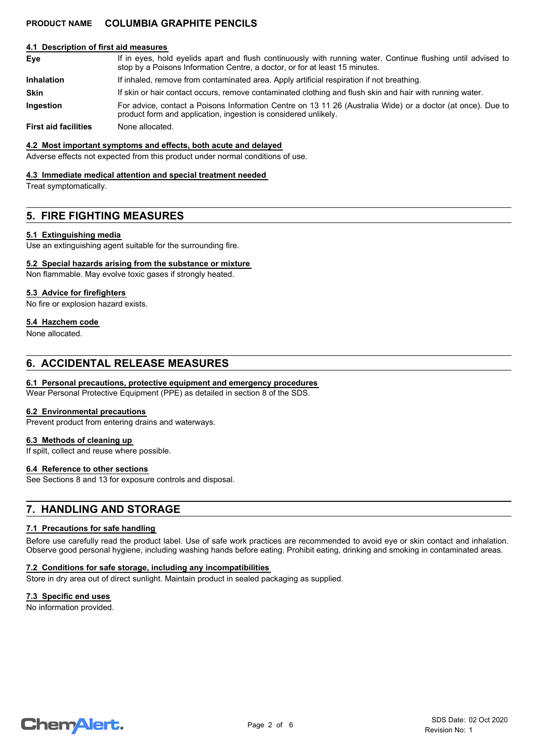#### 4.1 Description of first aid measures

| | |
|---|---|
| **Eye** | If in eyes, hold eyelids apart and flush continuously with running water. Continue flushing until advised to stop by a Poisons Information Centre, a doctor, or for at least 15 minutes. |
| **Inhalation** | If inhaled, remove from contaminated area. Apply artificial respiration if not breathing. |
| **Skin** | If skin or hair contact occurs, remove contaminated clothing and flush skin and hair with running water. |
| **Ingestion** | For advice, contact a Poisons Information Centre on 13 11 26 (Australia Wide) or a doctor (at once). Due to product form and application, ingestion is considered unlikely. |
| **First aid facilities** | None allocated. |

#### 4.2 Most important symptoms and effects, both acute and delayed

Adverse effects not expected from this product under normal conditions of use.

#### 4.3 Immediate medical attention and special treatment needed

Treat symptomatically.

## 5. FIRE FIGHTING MEASURES

#### 5.1 Extinguishing media

Use an extinguishing agent suitable for the surrounding fire.

#### 5.2 Special hazards arising from the substance or mixture

Non flammable. May evolve toxic gases if strongly heated.

#### 5.3 Advice for firefighters

No fire or explosion hazard exists.

#### 5.4 Hazchem code

None allocated.

## 6. ACCIDENTAL RELEASE MEASURES

#### 6.1 Personal precautions, protective equipment and emergency procedures

Wear Personal Protective Equipment (PPE) as detailed in section 8 of the SDS.

#### 6.2 Environmental precautions

Prevent product from entering drains and waterways.

#### 6.3 Methods of cleaning up

If spilt, collect and reuse where possible.

#### 6.4 Reference to other sections

See Sections 8 and 13 for exposure controls and disposal.

## 7. HANDLING AND STORAGE

#### 7.1 Precautions for safe handling

Before use carefully read the product label. Use of safe work practices are recommended to avoid eye or skin contact and inhalation. Observe good personal hygiene, including washing hands before eating. Prohibit eating, drinking and smoking in contaminated areas.

#### 7.2 Conditions for safe storage, including any incompatibilities

Store in dry area out of direct sunlight. Maintain product in sealed packaging as supplied.

#### 7.3 Specific end uses

No information provided.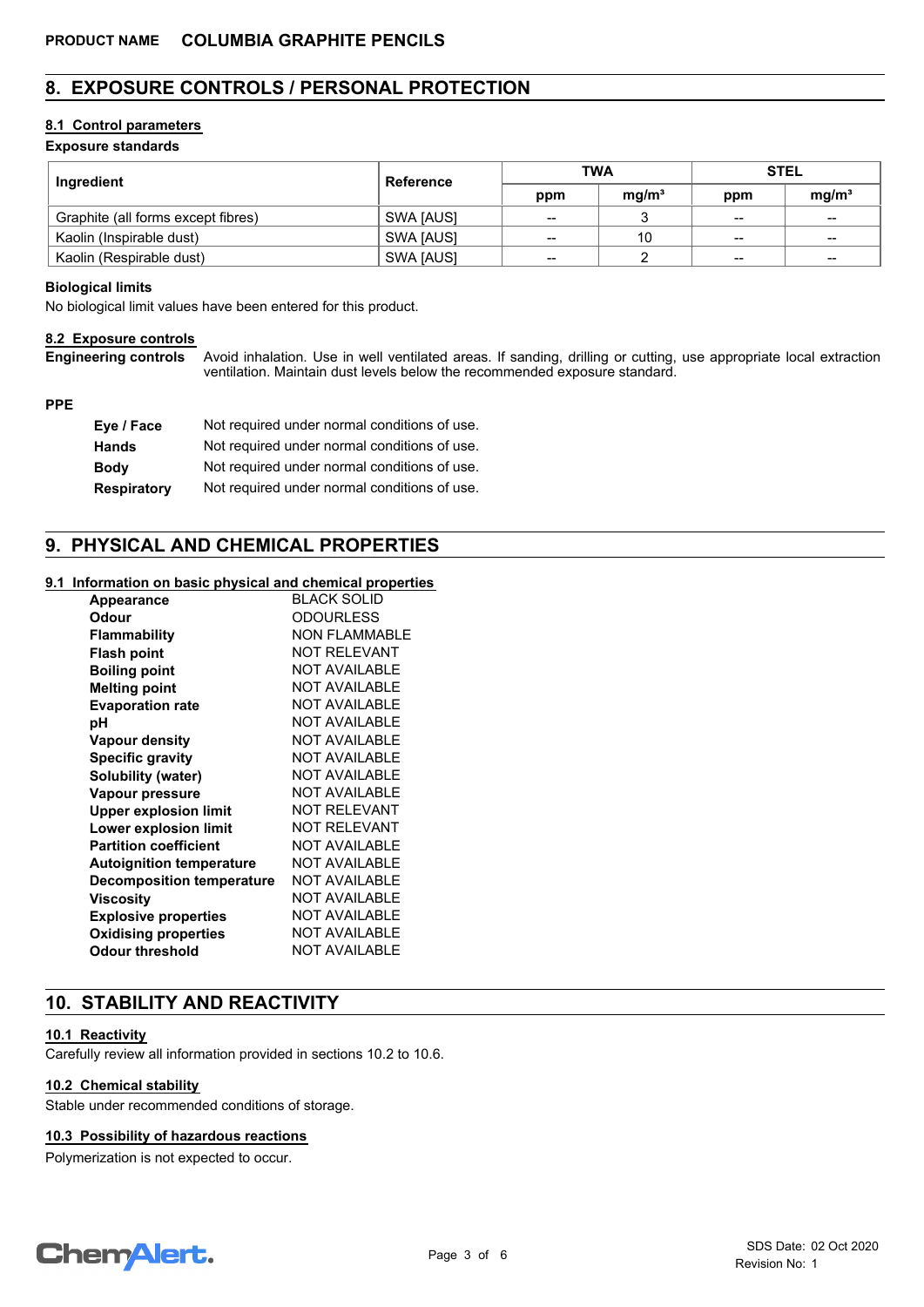**PRODUCT NAME** **COLUMBIA GRAPHITE PENCILS**

## 8. EXPOSURE CONTROLS / PERSONAL PROTECTION

### 8.1 Control parameters

**Exposure standards**

| Ingredient | Reference | TWA | | STEL | |
|---|---|---|---|---|---|
| | | ppm | mg/m³ | ppm | mg/m³ |
| Graphite (all forms except fibres) | SWA [AUS] | -- | 3 | -- | -- |
| Kaolin (Inspirable dust) | SWA [AUS] | -- | 10 | -- | -- |
| Kaolin (Respirable dust) | SWA [AUS] | -- | 2 | -- | -- |

**Biological limits**

No biological limit values have been entered for this product.

### 8.2 Exposure controls

**Engineering controls** Avoid inhalation. Use in well ventilated areas. If sanding, drilling or cutting, use appropriate local extraction ventilation. Maintain dust levels below the recommended exposure standard.

**PPE**

- **Eye / Face** Not required under normal conditions of use.
- **Hands** Not required under normal conditions of use.
- **Body** Not required under normal conditions of use.
- **Respiratory** Not required under normal conditions of use.

## 9. PHYSICAL AND CHEMICAL PROPERTIES

### 9.1 Information on basic physical and chemical properties

| | |
|---|---|
| **Appearance** | BLACK SOLID |
| **Odour** | ODOURLESS |
| **Flammability** | NON FLAMMABLE |
| **Flash point** | NOT RELEVANT |
| **Boiling point** | NOT AVAILABLE |
| **Melting point** | NOT AVAILABLE |
| **Evaporation rate** | NOT AVAILABLE |
| **pH** | NOT AVAILABLE |
| **Vapour density** | NOT AVAILABLE |
| **Specific gravity** | NOT AVAILABLE |
| **Solubility (water)** | NOT AVAILABLE |
| **Vapour pressure** | NOT AVAILABLE |
| **Upper explosion limit** | NOT RELEVANT |
| **Lower explosion limit** | NOT RELEVANT |
| **Partition coefficient** | NOT AVAILABLE |
| **Autoignition temperature** | NOT AVAILABLE |
| **Decomposition temperature** | NOT AVAILABLE |
| **Viscosity** | NOT AVAILABLE |
| **Explosive properties** | NOT AVAILABLE |
| **Oxidising properties** | NOT AVAILABLE |
| **Odour threshold** | NOT AVAILABLE |

## 10. STABILITY AND REACTIVITY

### 10.1 Reactivity

Carefully review all information provided in sections 10.2 to 10.6.

### 10.2 Chemical stability

Stable under recommended conditions of storage.

### 10.3 Possibility of hazardous reactions

Polymerization is not expected to occur.

SDS Date: 02 Oct 2020
Revision No: 1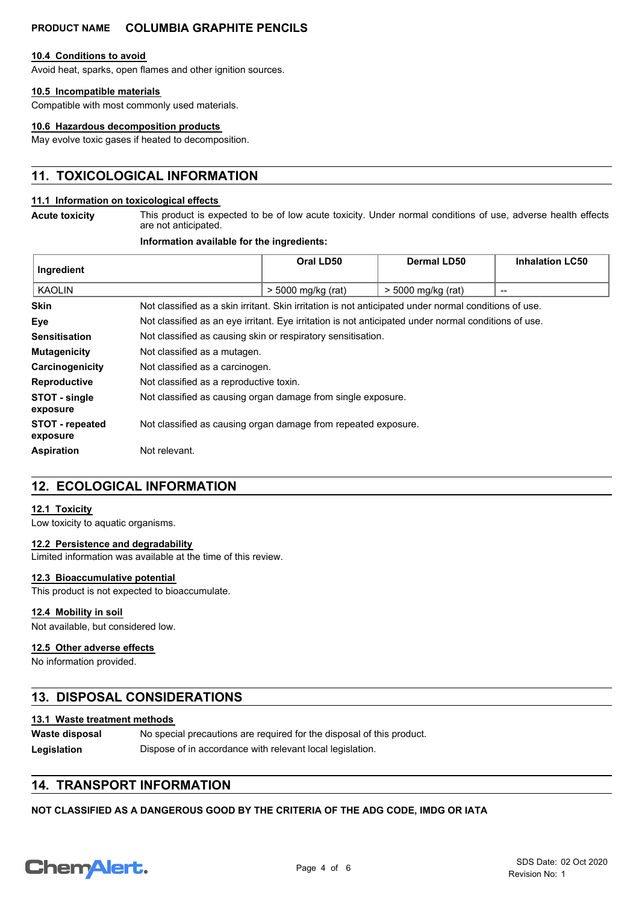#### 10.4 Conditions to avoid

Avoid heat, sparks, open flames and other ignition sources.

#### 10.5 Incompatible materials

Compatible with most commonly used materials.

#### 10.6 Hazardous decomposition products

May evolve toxic gases if heated to decomposition.

## 11. TOXICOLOGICAL INFORMATION

#### 11.1 Information on toxicological effects

**Acute toxicity** This product is expected to be of low acute toxicity. Under normal conditions of use, adverse health effects are not anticipated.

**Information available for the ingredients:**

| Ingredient | Oral LD50 | Dermal LD50 | Inhalation LC50 |
|---|---|---|---|
| KAOLIN | > 5000 mg/kg (rat) | > 5000 mg/kg (rat) | -- |

**Skin** Not classified as a skin irritant. Skin irritation is not anticipated under normal conditions of use.

**Eye** Not classified as an eye irritant. Eye irritation is not anticipated under normal conditions of use.

**Sensitisation** Not classified as causing skin or respiratory sensitisation.

**Mutagenicity** Not classified as a mutagen.

**Carcinogenicity** Not classified as a carcinogen.

**Reproductive** Not classified as a reproductive toxin.

**STOT - single exposure** Not classified as causing organ damage from single exposure.

**STOT - repeated exposure** Not classified as causing organ damage from repeated exposure.

**Aspiration** Not relevant.

## 12. ECOLOGICAL INFORMATION

#### 12.1 Toxicity

Low toxicity to aquatic organisms.

#### 12.2 Persistence and degradability

Limited information was available at the time of this review.

#### 12.3 Bioaccumulative potential

This product is not expected to bioaccumulate.

#### 12.4 Mobility in soil

Not available, but considered low.

#### 12.5 Other adverse effects

No information provided.

## 13. DISPOSAL CONSIDERATIONS

#### 13.1 Waste treatment methods

**Waste disposal** No special precautions are required for the disposal of this product.

**Legislation** Dispose of in accordance with relevant local legislation.

## 14. TRANSPORT INFORMATION

**NOT CLASSIFIED AS A DANGEROUS GOOD BY THE CRITERIA OF THE ADG CODE, IMDG OR IATA**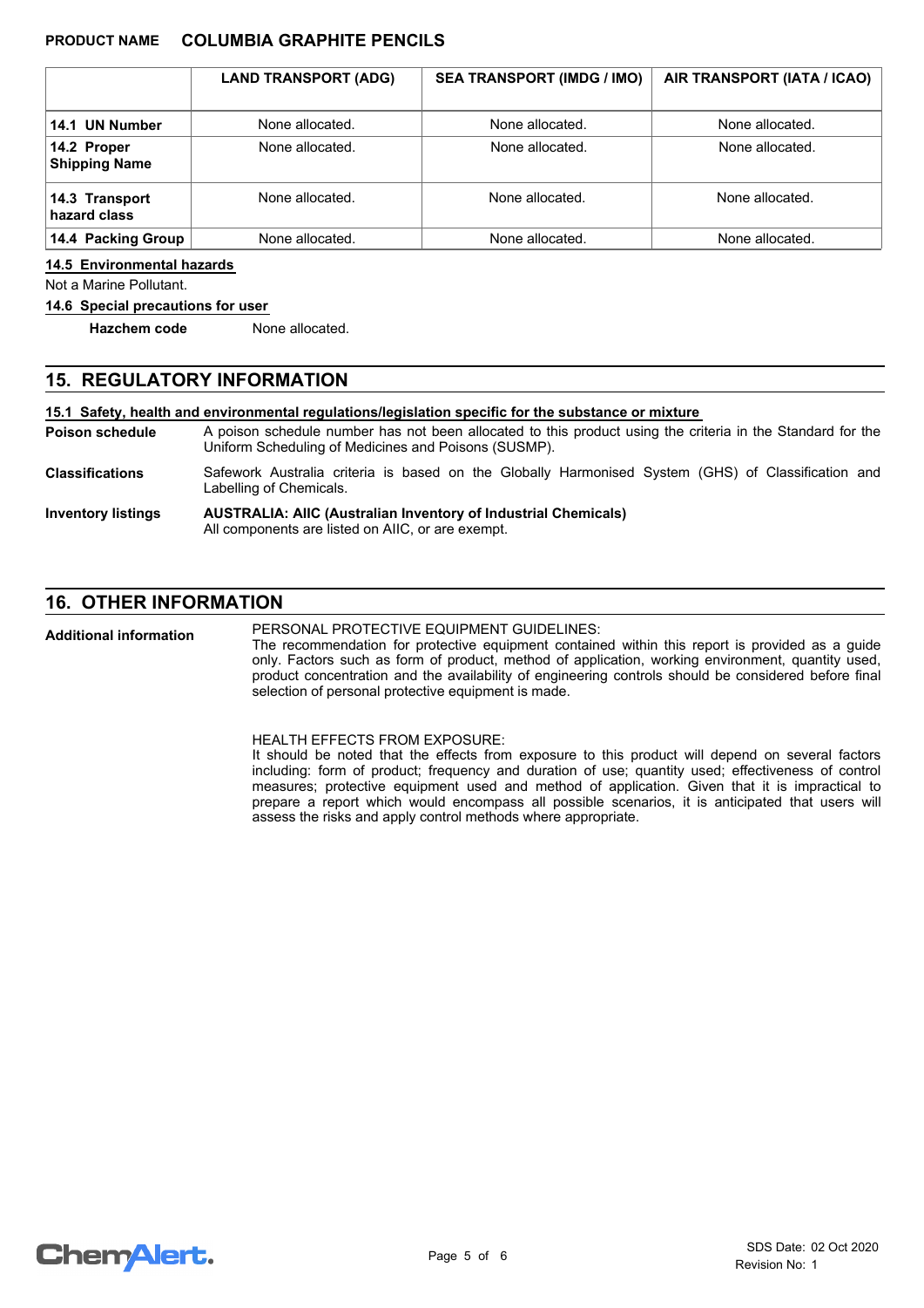|  | LAND TRANSPORT (ADG) | SEA TRANSPORT (IMDG / IMO) | AIR TRANSPORT (IATA / ICAO) |
| --- | --- | --- | --- |
| **14.1 UN Number** | None allocated. | None allocated. | None allocated. |
| **14.2 Proper Shipping Name** | None allocated. | None allocated. | None allocated. |
| **14.3 Transport hazard class** | None allocated. | None allocated. | None allocated. |
| **14.4 Packing Group** | None allocated. | None allocated. | None allocated. |

**14.5 Environmental hazards**

Not a Marine Pollutant.

**14.6 Special precautions for user**

**Hazchem code** None allocated.

## 15. REGULATORY INFORMATION

**15.1 Safety, health and environmental regulations/legislation specific for the substance or mixture**

**Poison schedule** A poison schedule number has not been allocated to this product using the criteria in the Standard for the Uniform Scheduling of Medicines and Poisons (SUSMP).

**Classifications** Safework Australia criteria is based on the Globally Harmonised System (GHS) of Classification and Labelling of Chemicals.

**Inventory listings** **AUSTRALIA: AIIC (Australian Inventory of Industrial Chemicals)**
All components are listed on AIIC, or are exempt.

## 16. OTHER INFORMATION

**Additional information**

PERSONAL PROTECTIVE EQUIPMENT GUIDELINES:
The recommendation for protective equipment contained within this report is provided as a guide only. Factors such as form of product, method of application, working environment, quantity used, product concentration and the availability of engineering controls should be considered before final selection of personal protective equipment is made.

HEALTH EFFECTS FROM EXPOSURE:
It should be noted that the effects from exposure to this product will depend on several factors including: form of product; frequency and duration of use; quantity used; effectiveness of control measures; protective equipment used and method of application. Given that it is impractical to prepare a report which would encompass all possible scenarios, it is anticipated that users will assess the risks and apply control methods where appropriate.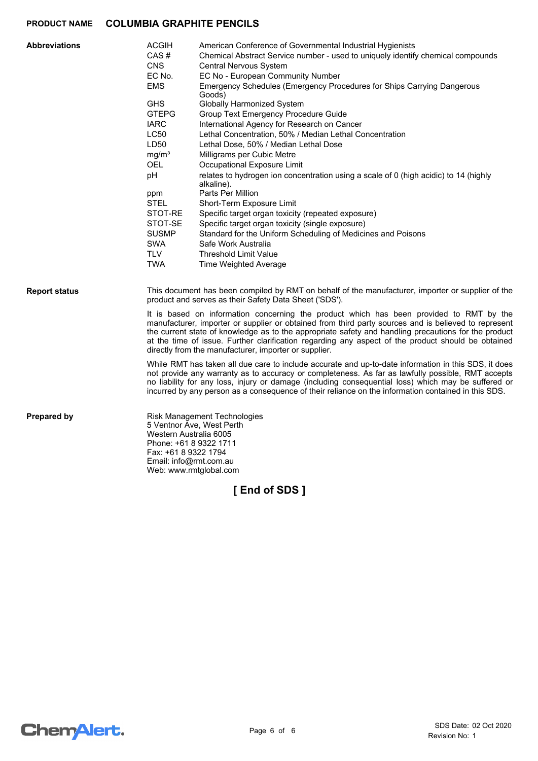**PRODUCT NAME** **COLUMBIA GRAPHITE PENCILS**

**Abbreviations**

| | |
|---|---|
| ACGIH | American Conference of Governmental Industrial Hygienists |
| CAS # | Chemical Abstract Service number - used to uniquely identify chemical compounds |
| CNS | Central Nervous System |
| EC No. | EC No - European Community Number |
| EMS | Emergency Schedules (Emergency Procedures for Ships Carrying Dangerous Goods) |
| GHS | Globally Harmonized System |
| GTEPG | Group Text Emergency Procedure Guide |
| IARC | International Agency for Research on Cancer |
| LC50 | Lethal Concentration, 50% / Median Lethal Concentration |
| LD50 | Lethal Dose, 50% / Median Lethal Dose |
| $mg/m^3$ | Milligrams per Cubic Metre |
| OEL | Occupational Exposure Limit |
| pH | relates to hydrogen ion concentration using a scale of 0 (high acidic) to 14 (highly alkaline). |
| ppm | Parts Per Million |
| STEL | Short-Term Exposure Limit |
| STOT-RE | Specific target organ toxicity (repeated exposure) |
| STOT-SE | Specific target organ toxicity (single exposure) |
| SUSMP | Standard for the Uniform Scheduling of Medicines and Poisons |
| SWA | Safe Work Australia |
| TLV | Threshold Limit Value |
| TWA | Time Weighted Average |

**Report status**

This document has been compiled by RMT on behalf of the manufacturer, importer or supplier of the product and serves as their Safety Data Sheet ('SDS').

It is based on information concerning the product which has been provided to RMT by the manufacturer, importer or supplier or obtained from third party sources and is believed to represent the current state of knowledge as to the appropriate safety and handling precautions for the product at the time of issue. Further clarification regarding any aspect of the product should be obtained directly from the manufacturer, importer or supplier.

While RMT has taken all due care to include accurate and up-to-date information in this SDS, it does not provide any warranty as to accuracy or completeness. As far as lawfully possible, RMT accepts no liability for any loss, injury or damage (including consequential loss) which may be suffered or incurred by any person as a consequence of their reliance on the information contained in this SDS.

**Prepared by**

Risk Management Technologies
5 Ventnor Ave, West Perth
Western Australia 6005
Phone: +61 8 9322 1711
Fax: +61 8 9322 1794
Email: info@rmt.com.au
Web: www.rmtglobal.com

**[ End of SDS ]**

SDS Date: 02 Oct 2020
Revision No: 1